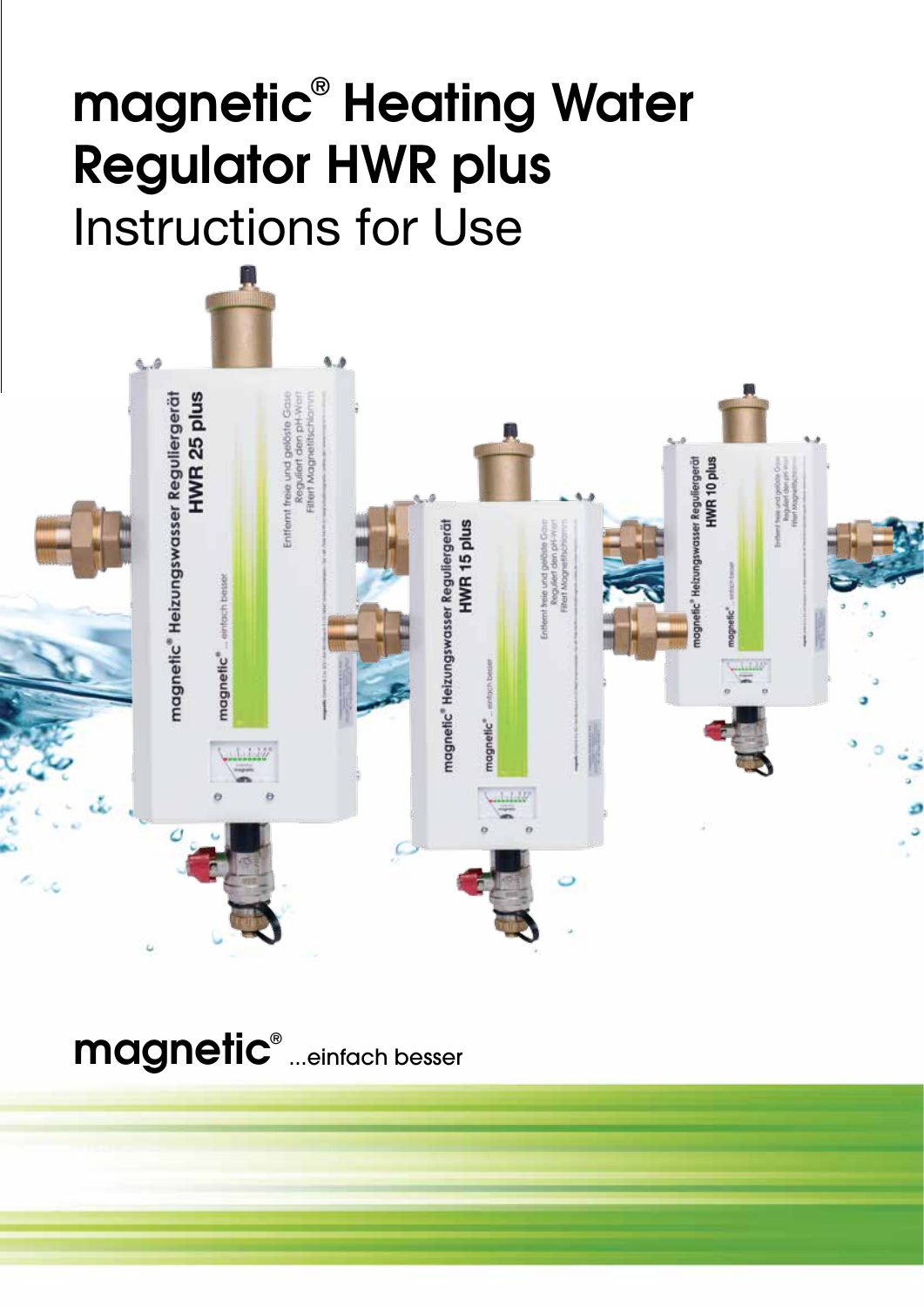# magnetic® Heating Water Regulator HWR plus

Instructions for Use

magnetic® ...einfach besser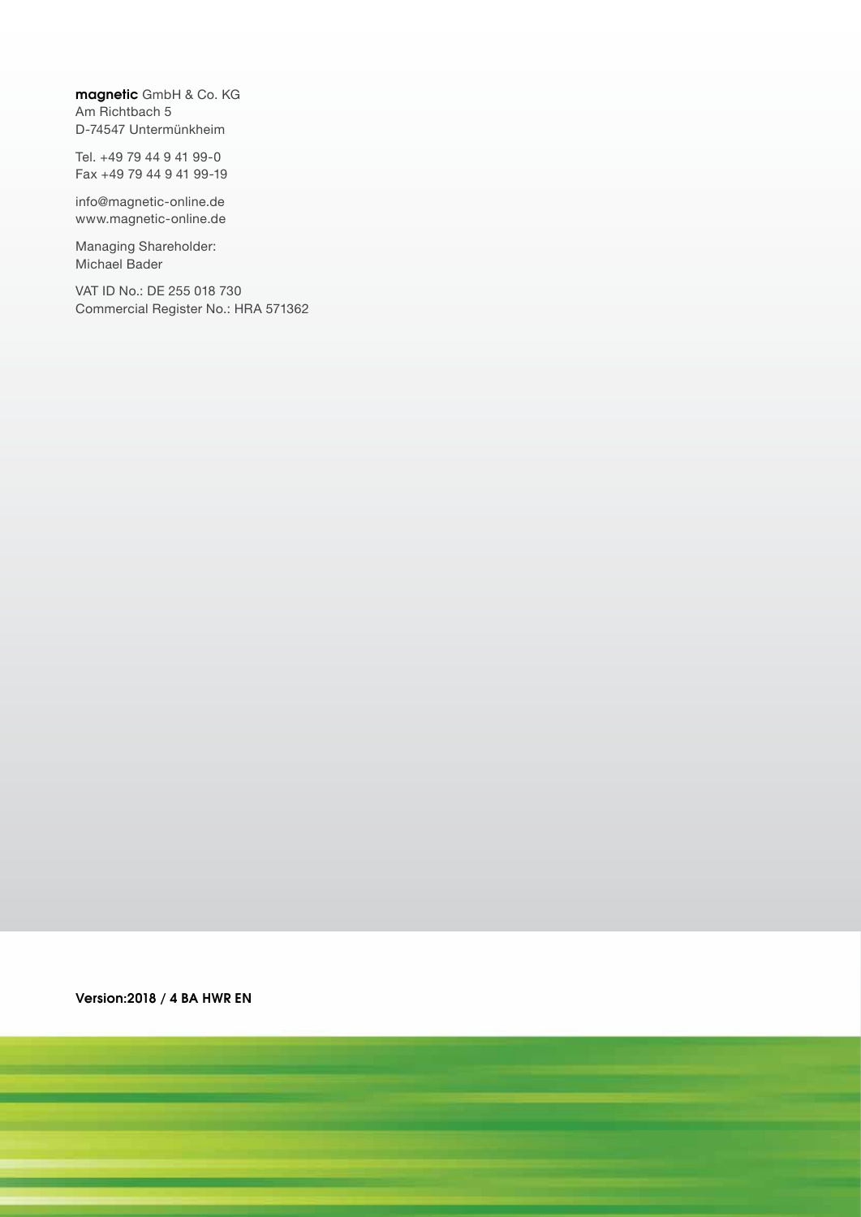**magnetic** GmbH & Co. KG
Am Richtbach 5
D-74547 Untermünkheim

Tel. +49 79 44 9 41 99-0
Fax +49 79 44 9 41 99-19

info@magnetic-online.de
www.magnetic-online.de

Managing Shareholder:
Michael Bader

VAT ID No.: DE 255 018 730
Commercial Register No.: HRA 571362

**Version:2018 / 4 BA HWR EN**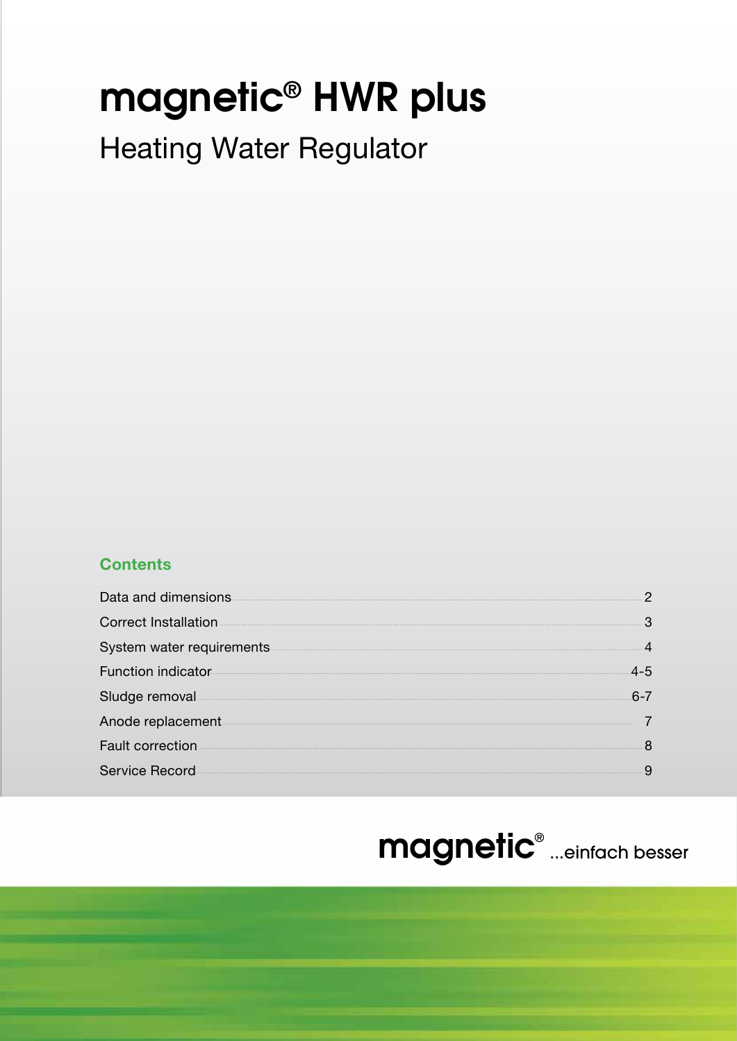# magnetic® HWR plus

## Heating Water Regulator

### Contents

| | |
|---|---|
| Data and dimensions | 2 |
| Correct Installation | 3 |
| System water requirements | 4 |
| Function indicator | 4-5 |
| Sludge removal | 6-7 |
| Anode replacement | 7 |
| Fault correction | 8 |
| Service Record | 9 |

magnetic® ...einfach besser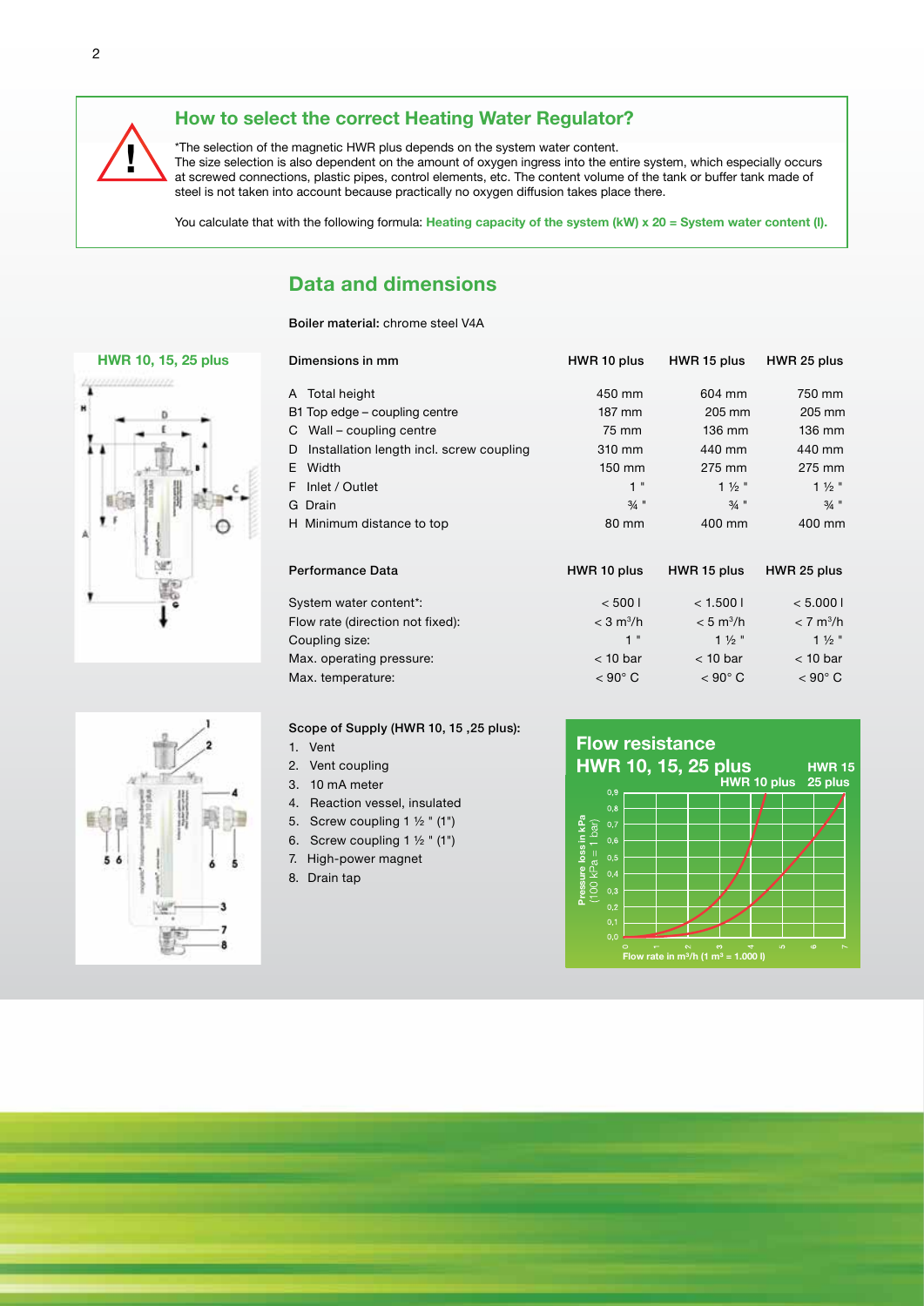## How to select the correct Heating Water Regulator?

*The selection of the magnetic HWR plus depends on the system water content.
The size selection is also dependent on the amount of oxygen ingress into the entire system, which especially occurs at screwed connections, plastic pipes, control elements, etc. The content volume of the tank or buffer tank made of steel is not taken into account because practically no oxygen diffusion takes place there.

You calculate that with the following formula: **Heating capacity of the system (kW) x 20 = System water content (l).**

## Data and dimensions

**Boiler material:** chrome steel V4A

### HWR 10, 15, 25 plus

| Dimensions in mm | HWR 10 plus | HWR 15 plus | HWR 25 plus |
|---|---|---|---|
| A Total height | 450 mm | 604 mm | 750 mm |
| B1 Top edge – coupling centre | 187 mm | 205 mm | 205 mm |
| C Wall – coupling centre | 75 mm | 136 mm | 136 mm |
| D Installation length incl. screw coupling | 310 mm | 440 mm | 440 mm |
| E Width | 150 mm | 275 mm | 275 mm |
| F Inlet / Outlet | 1 " | 1 ½ " | 1 ½ " |
| G Drain | ¾ " | ¾ " | ¾ " |
| H Minimum distance to top | 80 mm | 400 mm | 400 mm |

| Performance Data | HWR 10 plus | HWR 15 plus | HWR 25 plus |
|---|---|---|---|
| System water content*: | < 500 l | < 1.500 l | < 5.000 l |
| Flow rate (direction not fixed): | < 3 $m^3$/h | < 5 $m^3$/h | < 7 $m^3$/h |
| Coupling size: | 1 " | 1 ½ " | 1 ½ " |
| Max. operating pressure: | < 10 bar | < 10 bar | < 10 bar |
| Max. temperature: | < 90° C | < 90° C | < 90° C |

**Scope of Supply (HWR 10, 15 ,25 plus):**

1. Vent
2. Vent coupling
3. 10 mA meter
4. Reaction vessel, insulated
5. Screw coupling 1 ½ " (1")
6. Screw coupling 1 ½ " (1")
7. High-power magnet
8. Drain tap

### Flow resistance HWR 10, 15, 25 plus

HWR 10 plus · HWR 15 25 plus

Pressure loss in kPa (100 kPa = 1 bar)

Flow rate in $m^3$/h (1 $m^3$ = 1.000 l)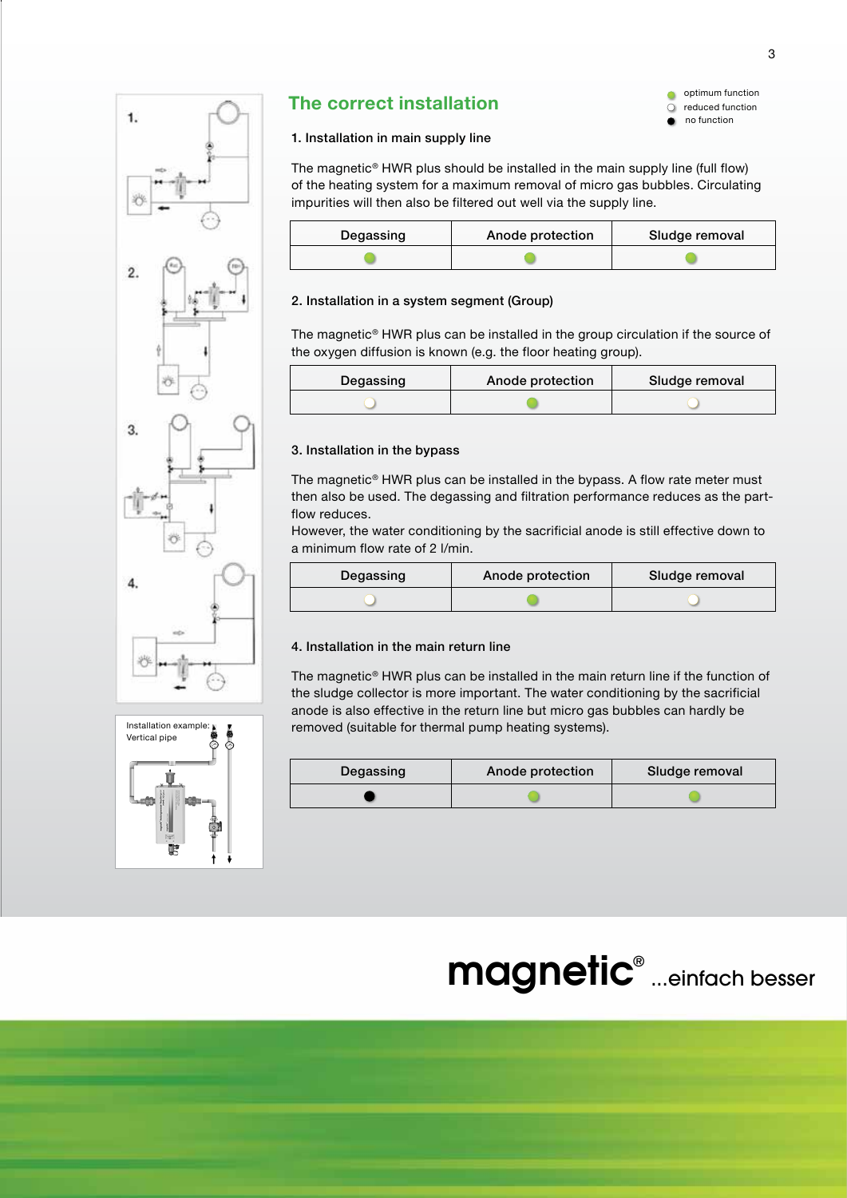## The correct installation

- optimum function (●)
- reduced function (○)
- no function (●)

### 1. Installation in main supply line

The magnetic® HWR plus should be installed in the main supply line (full flow) of the heating system for a maximum removal of micro gas bubbles. Circulating impurities will then also be filtered out well via the supply line.

| Degassing | Anode protection | Sludge removal |
|---|---|---|
| optimum function | optimum function | optimum function |

### 2. Installation in a system segment (Group)

The magnetic® HWR plus can be installed in the group circulation if the source of the oxygen diffusion is known (e.g. the floor heating group).

| Degassing | Anode protection | Sludge removal |
|---|---|---|
| reduced function | optimum function | reduced function |

### 3. Installation in the bypass

The magnetic® HWR plus can be installed in the bypass. A flow rate meter must then also be used. The degassing and filtration performance reduces as the part-flow reduces.
However, the water conditioning by the sacrificial anode is still effective down to a minimum flow rate of 2 l/min.

| Degassing | Anode protection | Sludge removal |
|---|---|---|
| reduced function | optimum function | reduced function |

### 4. Installation in the main return line

The magnetic® HWR plus can be installed in the main return line if the function of the sludge collector is more important. The water conditioning by the sacrificial anode is also effective in the return line but micro gas bubbles can hardly be removed (suitable for thermal pump heating systems).

| Degassing | Anode protection | Sludge removal |
|---|---|---|
| no function | optimum function | optimum function |

Installation example: Vertical pipe

magnetic® ...einfach besser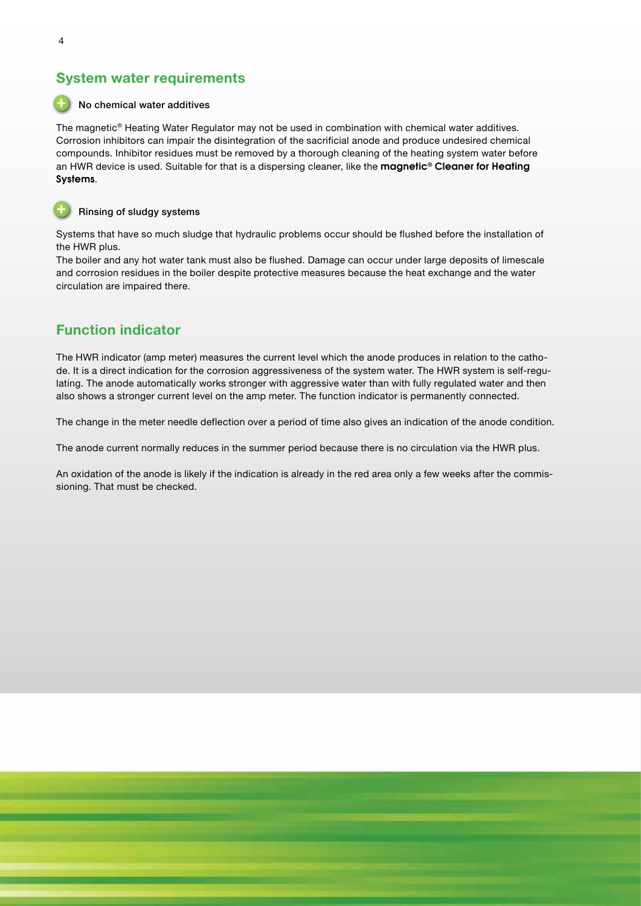## System water requirements

### No chemical water additives

The magnetic® Heating Water Regulator may not be used in combination with chemical water additives. Corrosion inhibitors can impair the disintegration of the sacrificial anode and produce undesired chemical compounds. Inhibitor residues must be removed by a thorough cleaning of the heating system water before an HWR device is used. Suitable for that is a dispersing cleaner, like the **magnetic® Cleaner for Heating Systems**.

### Rinsing of sludgy systems

Systems that have so much sludge that hydraulic problems occur should be flushed before the installation of the HWR plus.
The boiler and any hot water tank must also be flushed. Damage can occur under large deposits of limescale and corrosion residues in the boiler despite protective measures because the heat exchange and the water circulation are impaired there.

## Function indicator

The HWR indicator (amp meter) measures the current level which the anode produces in relation to the cathode. It is a direct indication for the corrosion aggressiveness of the system water. The HWR system is self-regulating. The anode automatically works stronger with aggressive water than with fully regulated water and then also shows a stronger current level on the amp meter. The function indicator is permanently connected.

The change in the meter needle deflection over a period of time also gives an indication of the anode condition.

The anode current normally reduces in the summer period because there is no circulation via the HWR plus.

An oxidation of the anode is likely if the indication is already in the red area only a few weeks after the commissioning. That must be checked.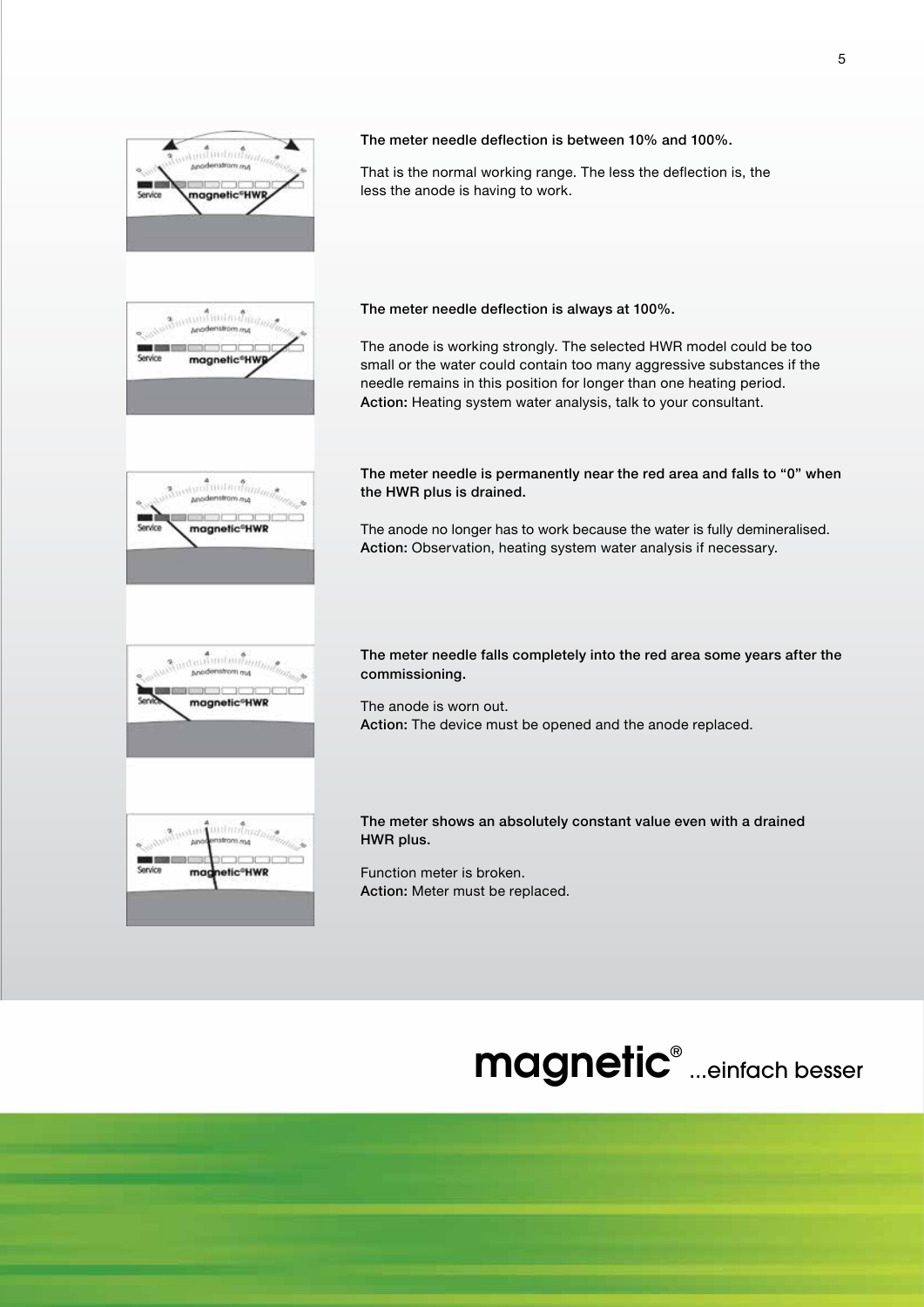**The meter needle deflection is between 10% and 100%.**

That is the normal working range. The less the deflection is, the less the anode is having to work.

**The meter needle deflection is always at 100%.**

The anode is working strongly. The selected HWR model could be too small or the water could contain too many aggressive substances if the needle remains in this position for longer than one heating period.
**Action:** Heating system water analysis, talk to your consultant.

**The meter needle is permanently near the red area and falls to "0" when the HWR plus is drained.**

The anode no longer has to work because the water is fully demineralised.
**Action:** Observation, heating system water analysis if necessary.

**The meter needle falls completely into the red area some years after the commissioning.**

The anode is worn out.
**Action:** The device must be opened and the anode replaced.

**The meter shows an absolutely constant value even with a drained HWR plus.**

Function meter is broken.
**Action:** Meter must be replaced.

**magnetic®** ...einfach besser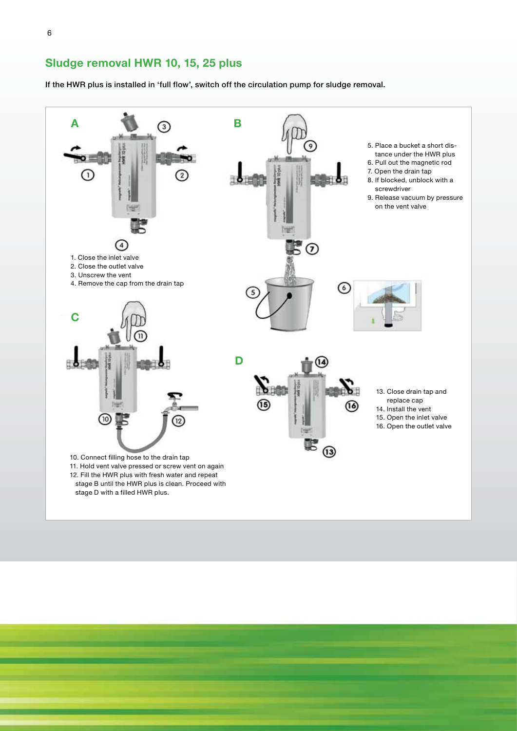## Sludge removal HWR 10, 15, 25 plus

**If the HWR plus is installed in 'full flow', switch off the circulation pump for sludge removal.**

### A

1. Close the inlet valve
2. Close the outlet valve
3. Unscrew the vent
4. Remove the cap from the drain tap

### B

5. Place a bucket a short distance under the HWR plus
6. Pull out the magnetic rod
7. Open the drain tap
8. If blocked, unblock with a screwdriver
9. Release vacuum by pressure on the vent valve

### C

10. Connect filling hose to the drain tap
11. Hold vent valve pressed or screw vent on again
12. Fill the HWR plus with fresh water and repeat stage B until the HWR plus is clean. Proceed with stage D with a filled HWR plus.

### D

13. Close drain tap and replace cap
14. Install the vent
15. Open the inlet valve
16. Open the outlet valve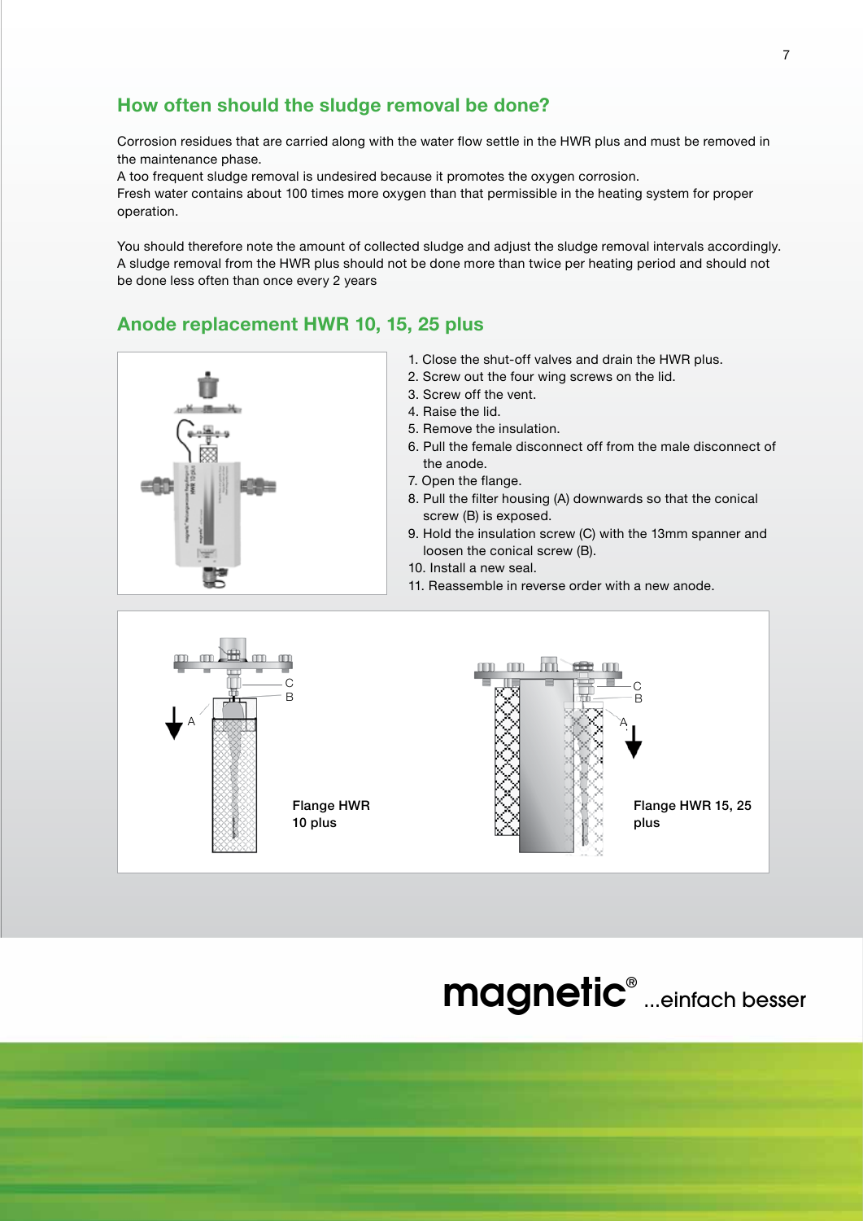## How often should the sludge removal be done?

Corrosion residues that are carried along with the water flow settle in the HWR plus and must be removed in the maintenance phase.
A too frequent sludge removal is undesired because it promotes the oxygen corrosion.
Fresh water contains about 100 times more oxygen than that permissible in the heating system for proper operation.

You should therefore note the amount of collected sludge and adjust the sludge removal intervals accordingly.
A sludge removal from the HWR plus should not be done more than twice per heating period and should not be done less often than once every 2 years

## Anode replacement HWR 10, 15, 25 plus

1. Close the shut-off valves and drain the HWR plus.
2. Screw out the four wing screws on the lid.
3. Screw off the vent.
4. Raise the lid.
5. Remove the insulation.
6. Pull the female disconnect off from the male disconnect of the anode.
7. Open the flange.
8. Pull the filter housing (A) downwards so that the conical screw (B) is exposed.
9. Hold the insulation screw (C) with the 13mm spanner and loosen the conical screw (B).
10. Install a new seal.
11. Reassemble in reverse order with a new anode.

Flange HWR 10 plus

Flange HWR 15, 25 plus

**magnetic®** ...einfach besser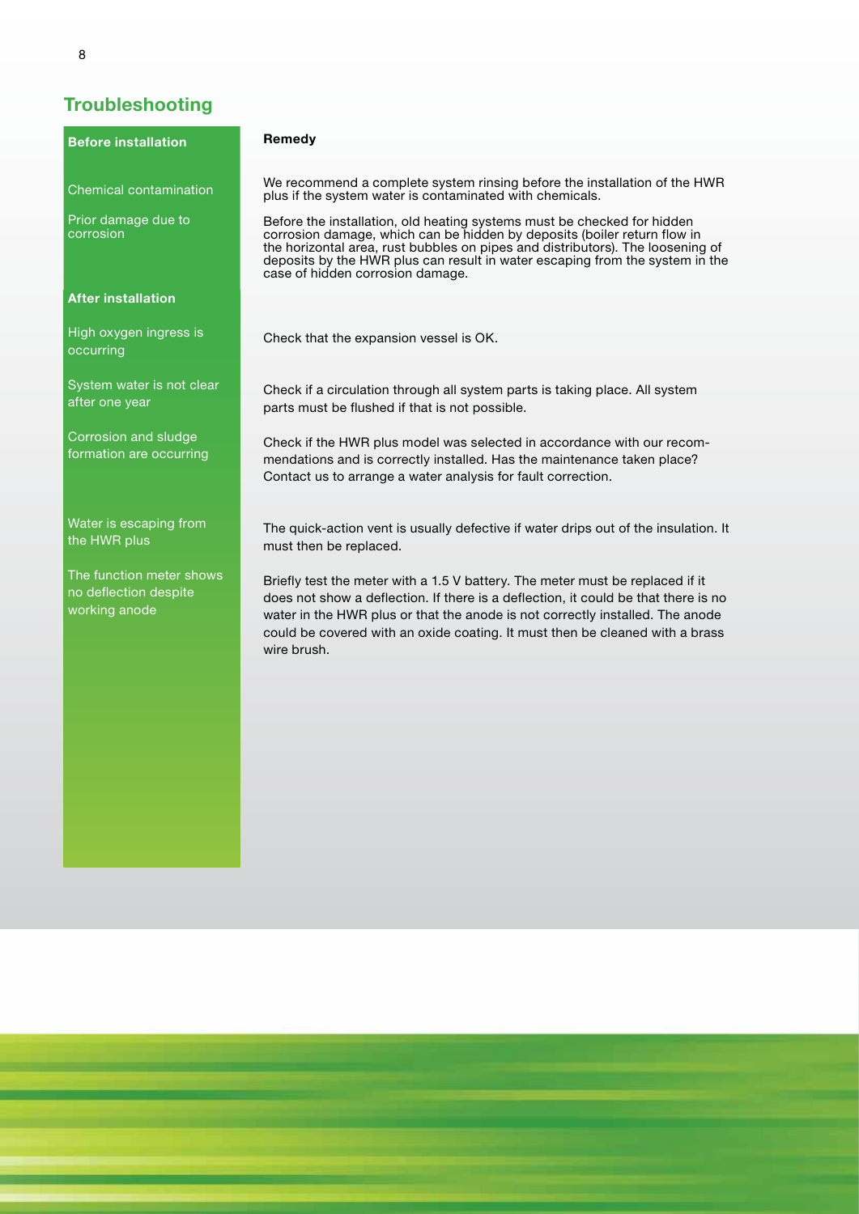## Troubleshooting

| Before installation | Remedy |
|---|---|
| Chemical contamination | We recommend a complete system rinsing before the installation of the HWR plus if the system water is contaminated with chemicals. |
| Prior damage due to corrosion | Before the installation, old heating systems must be checked for hidden corrosion damage, which can be hidden by deposits (boiler return flow in the horizontal area, rust bubbles on pipes and distributors). The loosening of deposits by the HWR plus can result in water escaping from the system in the case of hidden corrosion damage. |
| **After installation** | |
| High oxygen ingress is occurring | Check that the expansion vessel is OK. |
| System water is not clear after one year | Check if a circulation through all system parts is taking place. All system parts must be flushed if that is not possible. |
| Corrosion and sludge formation are occurring | Check if the HWR plus model was selected in accordance with our recommendations and is correctly installed. Has the maintenance taken place? Contact us to arrange a water analysis for fault correction. |
| Water is escaping from the HWR plus | The quick-action vent is usually defective if water drips out of the insulation. It must then be replaced. |
| The function meter shows no deflection despite working anode | Briefly test the meter with a 1.5 V battery. The meter must be replaced if it does not show a deflection. If there is a deflection, it could be that there is no water in the HWR plus or that the anode is not correctly installed. The anode could be covered with an oxide coating. It must then be cleaned with a brass wire brush. |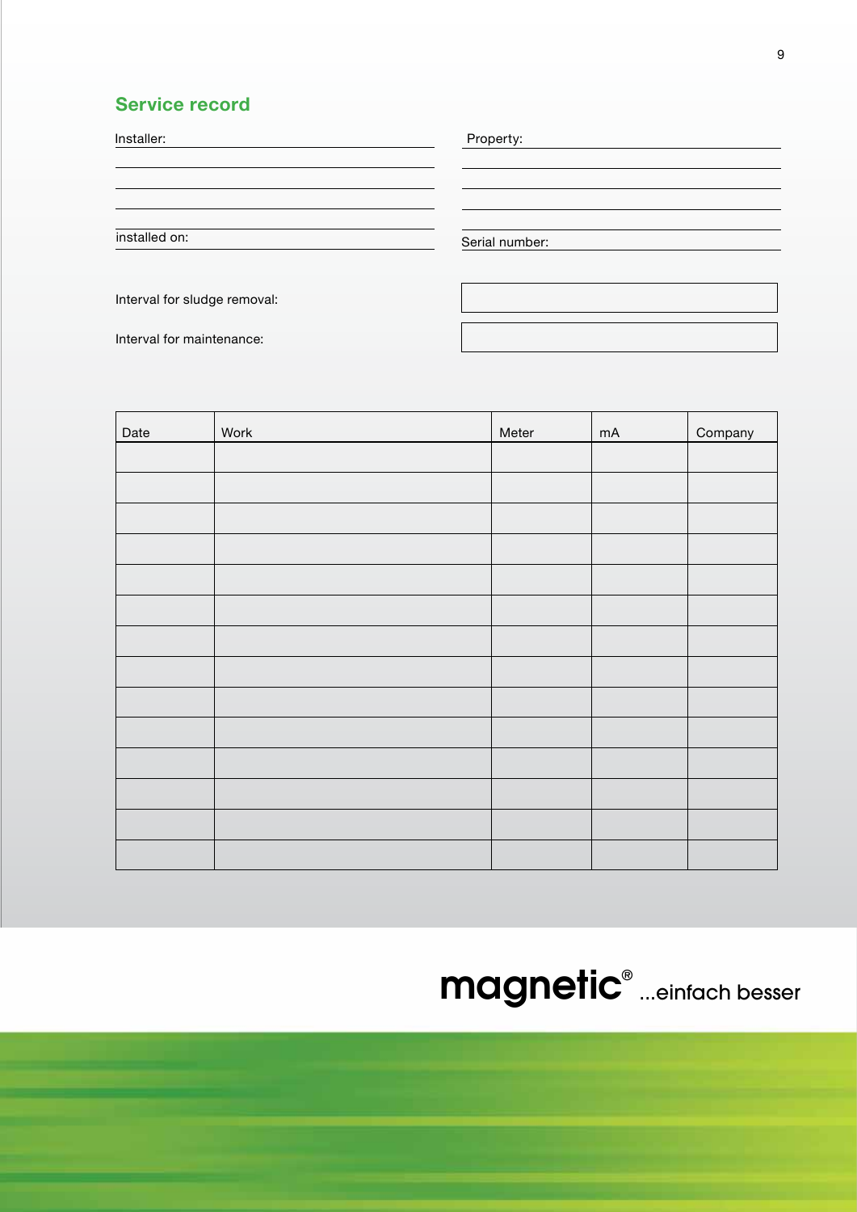## Service record

Installer: ______________________

______________________

______________________

______________________

installed on: ______________________

Property: ______________________

______________________

______________________

______________________

Serial number: ______________________

Interval for sludge removal: ______________________

Interval for maintenance: ______________________

| Date | Work | Meter | mA | Company |
|---|---|---|---|---|
| | | | | |
| | | | | |
| | | | | |
| | | | | |
| | | | | |
| | | | | |
| | | | | |
| | | | | |
| | | | | |
| | | | | |
| | | | | |
| | | | | |
| | | | | |
| | | | | |

**magnetic®** ...einfach besser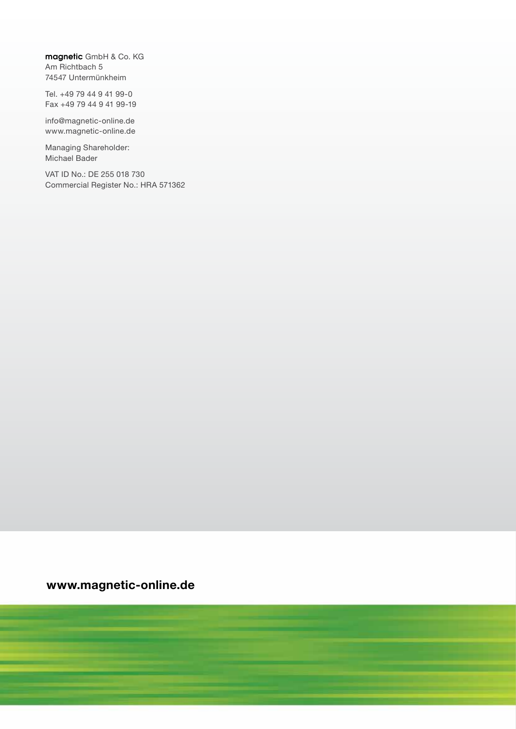**magnetic** GmbH & Co. KG
Am Richtbach 5
74547 Untermünkheim

Tel. +49 79 44 9 41 99-0
Fax +49 79 44 9 41 99-19

info@magnetic-online.de
www.magnetic-online.de

Managing Shareholder:
Michael Bader

VAT ID No.: DE 255 018 730
Commercial Register No.: HRA 571362

**www.magnetic-online.de**